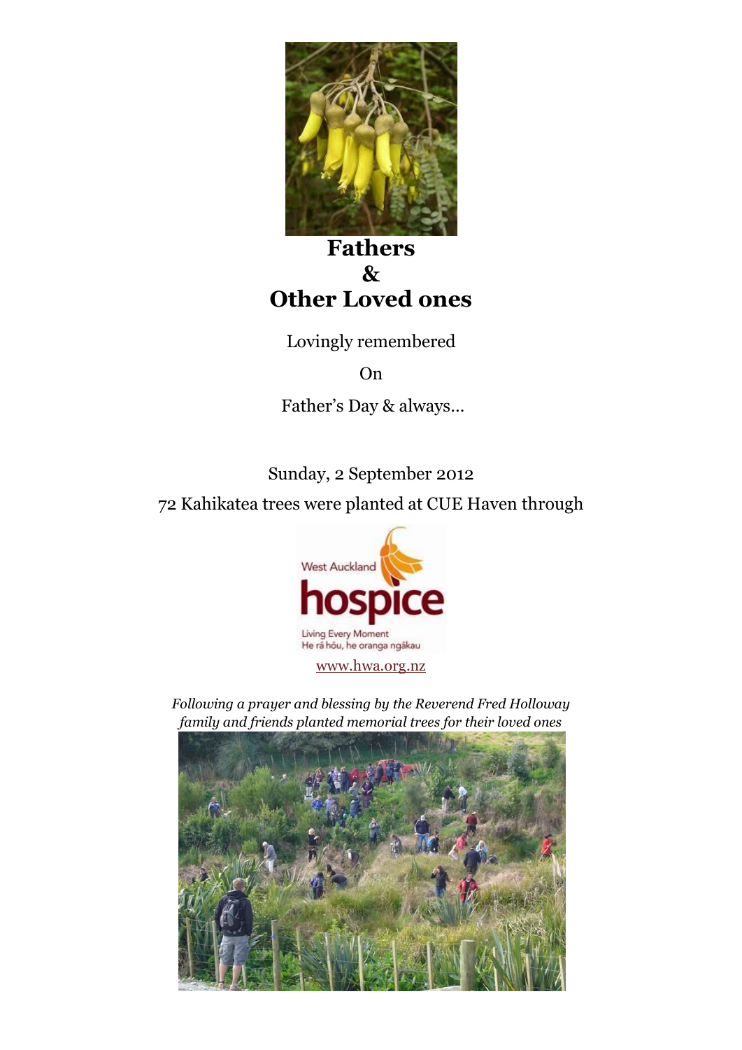# Fathers
# &
# Other Loved ones

Lovingly remembered

On

Father's Day & always…

Sunday, 2 September 2012

72 Kahikatea trees were planted at CUE Haven through

West Auckland hospice

Living Every Moment
He rā hōu, he oranga ngākau

www.hwa.org.nz

*Following a prayer and blessing by the Reverend Fred Holloway family and friends planted memorial trees for their loved ones*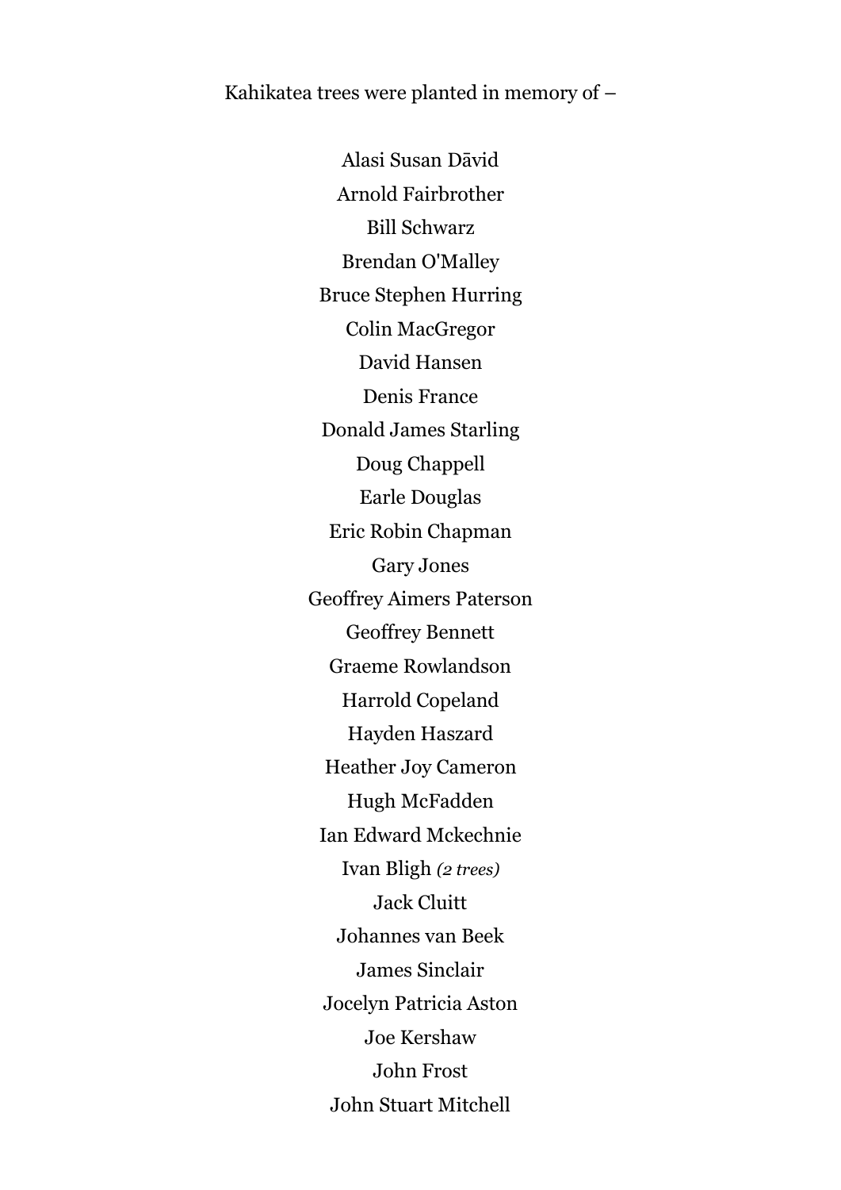Kahikatea trees were planted in memory of –

Alasi Susan Dāvid

Arnold Fairbrother

Bill Schwarz

Brendan O'Malley

Bruce Stephen Hurring

Colin MacGregor

David Hansen

Denis France

Donald James Starling

Doug Chappell

Earle Douglas

Eric Robin Chapman

Gary Jones

Geoffrey Aimers Paterson

Geoffrey Bennett

Graeme Rowlandson

Harrold Copeland

Hayden Haszard

Heather Joy Cameron

Hugh McFadden

Ian Edward Mckechnie

Ivan Bligh *(2 trees)*

Jack Cluitt

Johannes van Beek

James Sinclair

Jocelyn Patricia Aston

Joe Kershaw

John Frost

John Stuart Mitchell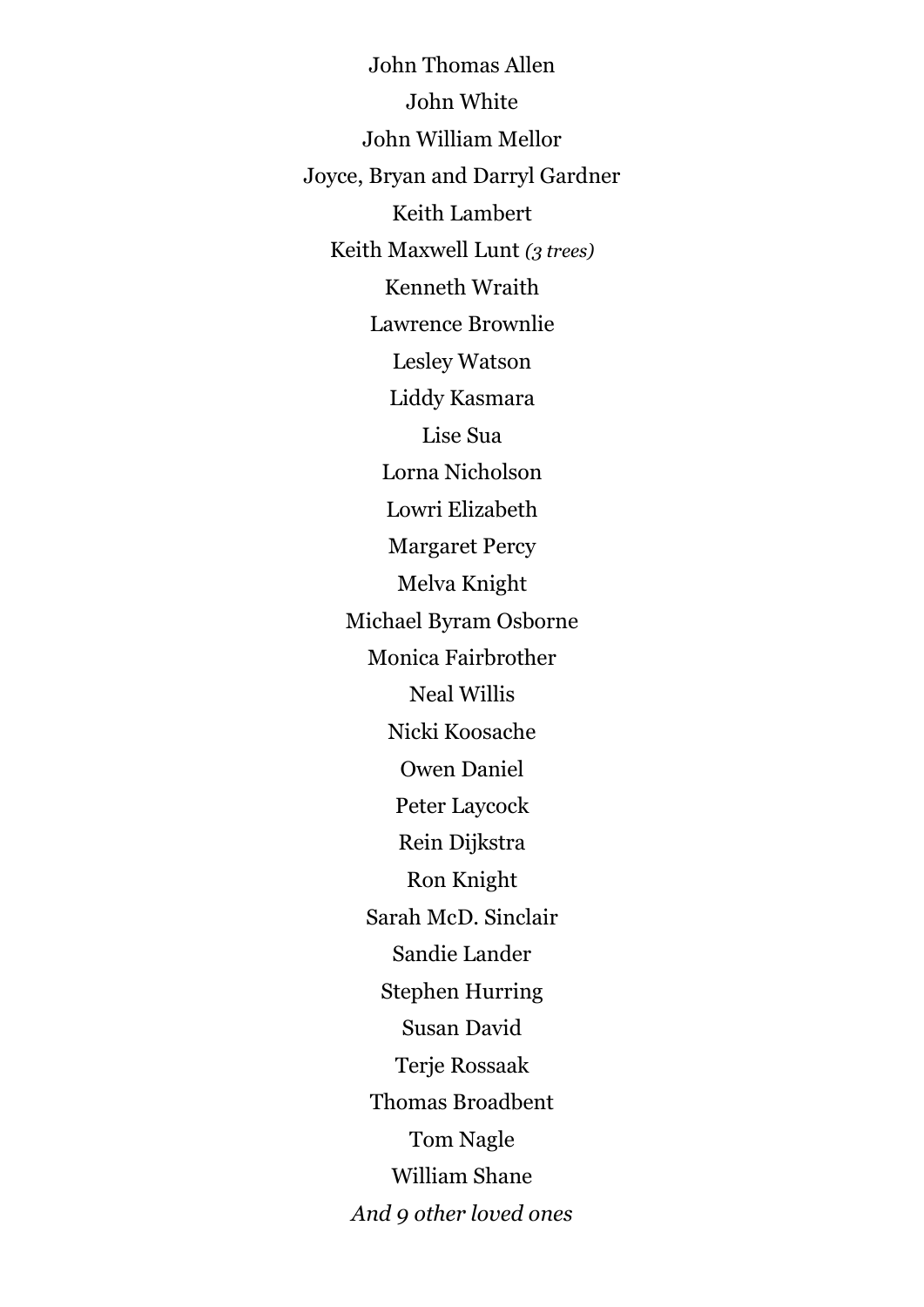John Thomas Allen

John White

John William Mellor

Joyce, Bryan and Darryl Gardner

Keith Lambert

Keith Maxwell Lunt *(3 trees)*

Kenneth Wraith

Lawrence Brownlie

Lesley Watson

Liddy Kasmara

Lise Sua

Lorna Nicholson

Lowri Elizabeth

Margaret Percy

Melva Knight

Michael Byram Osborne

Monica Fairbrother

Neal Willis

Nicki Koosache

Owen Daniel

Peter Laycock

Rein Dijkstra

Ron Knight

Sarah McD. Sinclair

Sandie Lander

Stephen Hurring

Susan David

Terje Rossaak

Thomas Broadbent

Tom Nagle

William Shane

*And 9 other loved ones*